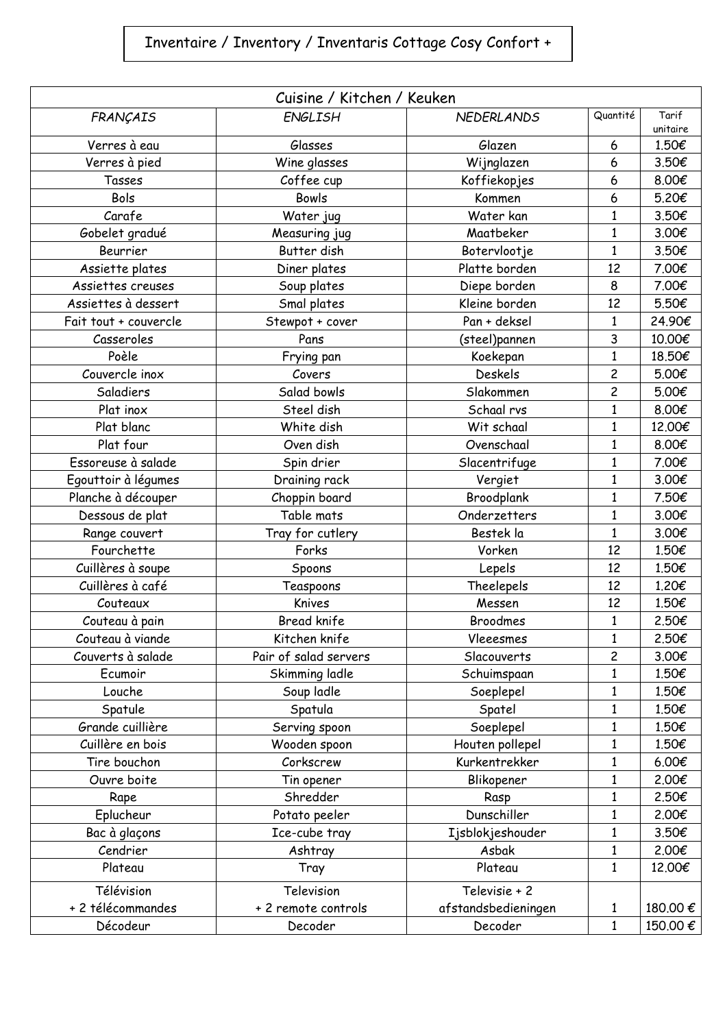# Inventaire / Inventory / Inventaris Cottage Cosy Confort +

| Cuisine / Kitchen / Keuken | | | | |
|---|---|---|---|---|
| *FRANÇAIS* | *ENGLISH* | *NEDERLANDS* | Quantité | Tarif unitaire |
| Verres à eau | Glasses | Glazen | 6 | 1.50€ |
| Verres à pied | Wine glasses | Wijnglazen | 6 | 3.50€ |
| Tasses | Coffee cup | Koffiekopjes | 6 | 8.00€ |
| Bols | Bowls | Kommen | 6 | 5.20€ |
| Carafe | Water jug | Water kan | 1 | 3.50€ |
| Gobelet gradué | Measuring jug | Maatbeker | 1 | 3.00€ |
| Beurrier | Butter dish | Botervlootje | 1 | 3.50€ |
| Assiette plates | Diner plates | Platte borden | 12 | 7.00€ |
| Assiettes creuses | Soup plates | Diepe borden | 8 | 7.00€ |
| Assiettes à dessert | Smal plates | Kleine borden | 12 | 5.50€ |
| Fait tout + couvercle | Stewpot + cover | Pan + deksel | 1 | 24.90€ |
| Casseroles | Pans | (steel)pannen | 3 | 10.00€ |
| Poèle | Frying pan | Koekepan | 1 | 18.50€ |
| Couvercle inox | Covers | Deskels | 2 | 5.00€ |
| Saladiers | Salad bowls | Slakommen | 2 | 5.00€ |
| Plat inox | Steel dish | Schaal rvs | 1 | 8.00€ |
| Plat blanc | White dish | Wit schaal | 1 | 12.00€ |
| Plat four | Oven dish | Ovenschaal | 1 | 8.00€ |
| Essoreuse à salade | Spin drier | Slacentrifuge | 1 | 7.00€ |
| Egouttoir à légumes | Draining rack | Vergiet | 1 | 3.00€ |
| Planche à découper | Choppin board | Broodplank | 1 | 7.50€ |
| Dessous de plat | Table mats | Onderzetters | 1 | 3.00€ |
| Range couvert | Tray for cutlery | Bestek la | 1 | 3.00€ |
| Fourchette | Forks | Vorken | 12 | 1.50€ |
| Cuillères à soupe | Spoons | Lepels | 12 | 1.50€ |
| Cuillères à café | Teaspoons | Theelepels | 12 | 1.20€ |
| Couteaux | Knives | Messen | 12 | 1.50€ |
| Couteau à pain | Bread knife | Broodmes | 1 | 2.50€ |
| Couteau à viande | Kitchen knife | Vleeesmes | 1 | 2.50€ |
| Couverts à salade | Pair of salad servers | Slacouverts | 2 | 3.00€ |
| Ecumoir | Skimming ladle | Schuimspaan | 1 | 1.50€ |
| Louche | Soup ladle | Soeplepel | 1 | 1.50€ |
| Spatule | Spatula | Spatel | 1 | 1.50€ |
| Grande cuillière | Serving spoon | Soeplepel | 1 | 1.50€ |
| Cuillère en bois | Wooden spoon | Houten pollepel | 1 | 1.50€ |
| Tire bouchon | Corkscrew | Kurkentrekker | 1 | 6.00€ |
| Ouvre boite | Tin opener | Blikopener | 1 | 2.00€ |
| Rape | Shredder | Rasp | 1 | 2.50€ |
| Eplucheur | Potato peeler | Dunschiller | 1 | 2.00€ |
| Bac à glaçons | Ice-cube tray | Ijsblokjeshouder | 1 | 3.50€ |
| Cendrier | Ashtray | Asbak | 1 | 2.00€ |
| Plateau | Tray | Plateau | 1 | 12.00€ |
| Télévision + 2 télécommandes | Television + 2 remote controls | Televisie + 2 afstandsbedieningen | 1 | 180.00 € |
| Décodeur | Decoder | Decoder | 1 | 150.00 € |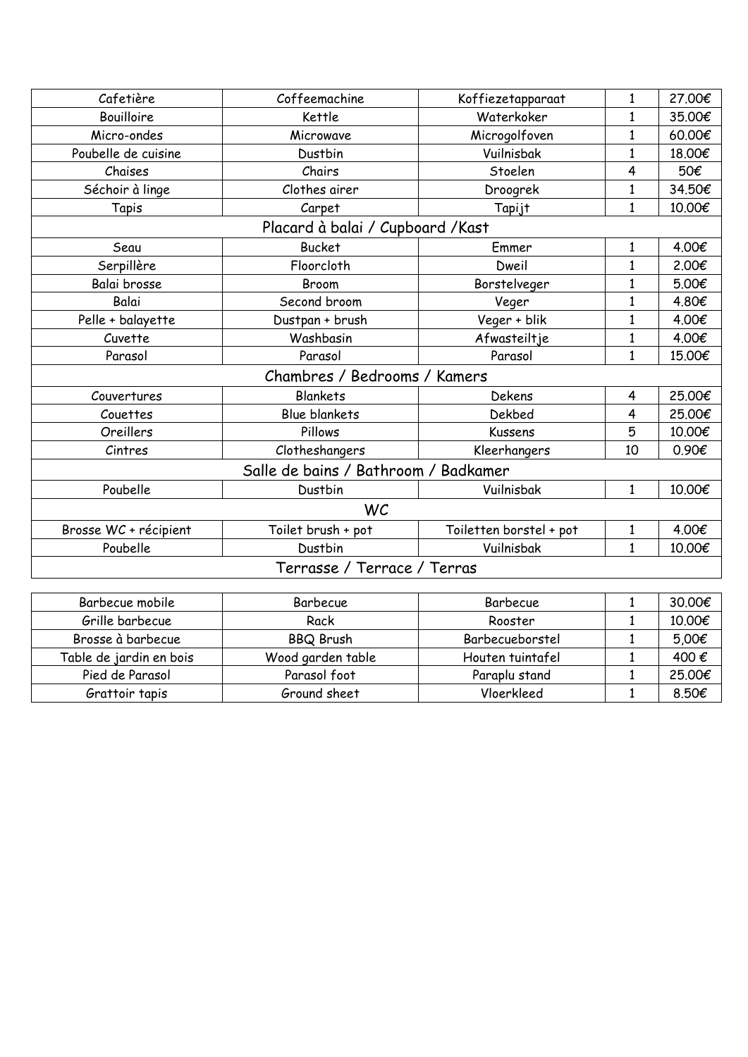| | | | | |
|---|---|---|---|---|
| Cafetière | Coffeemachine | Koffiezetapparaat | 1 | 27.00€ |
| Bouilloire | Kettle | Waterkoker | 1 | 35.00€ |
| Micro-ondes | Microwave | Microgolfoven | 1 | 60.00€ |
| Poubelle de cuisine | Dustbin | Vuilnisbak | 1 | 18.00€ |
| Chaises | Chairs | Stoelen | 4 | 50€ |
| Séchoir à linge | Clothes airer | Droogrek | 1 | 34.50€ |
| Tapis | Carpet | Tapijt | 1 | 10.00€ |
| Placard à balai / Cupboard /Kast | | | | |
| Seau | Bucket | Emmer | 1 | 4.00€ |
| Serpillère | Floorcloth | Dweil | 1 | 2.00€ |
| Balai brosse | Broom | Borstelveger | 1 | 5.00€ |
| Balai | Second broom | Veger | 1 | 4.80€ |
| Pelle + balayette | Dustpan + brush | Veger + blik | 1 | 4.00€ |
| Cuvette | Washbasin | Afwasteiltje | 1 | 4.00€ |
| Parasol | Parasol | Parasol | 1 | 15.00€ |
| Chambres / Bedrooms / Kamers | | | | |
| Couvertures | Blankets | Dekens | 4 | 25.00€ |
| Couettes | Blue blankets | Dekbed | 4 | 25.00€ |
| Oreillers | Pillows | Kussens | 5 | 10.00€ |
| Cintres | Clotheshangers | Kleerhangers | 10 | 0.90€ |
| Salle de bains / Bathroom / Badkamer | | | | |
| Poubelle | Dustbin | Vuilnisbak | 1 | 10.00€ |
| WC | | | | |
| Brosse WC + récipient | Toilet brush + pot | Toiletten borstel + pot | 1 | 4.00€ |
| Poubelle | Dustbin | Vuilnisbak | 1 | 10.00€ |
| Terrasse / Terrace / Terras | | | | |
| Barbecue mobile | Barbecue | Barbecue | 1 | 30.00€ |
| Grille barbecue | Rack | Rooster | 1 | 10.00€ |
| Brosse à barbecue | BBQ Brush | Barbecueborstel | 1 | 5,00€ |
| Table de jardin en bois | Wood garden table | Houten tuintafel | 1 | 400 € |
| Pied de Parasol | Parasol foot | Paraplu stand | 1 | 25.00€ |
| Grattoir tapis | Ground sheet | Vloerkleed | 1 | 8.50€ |